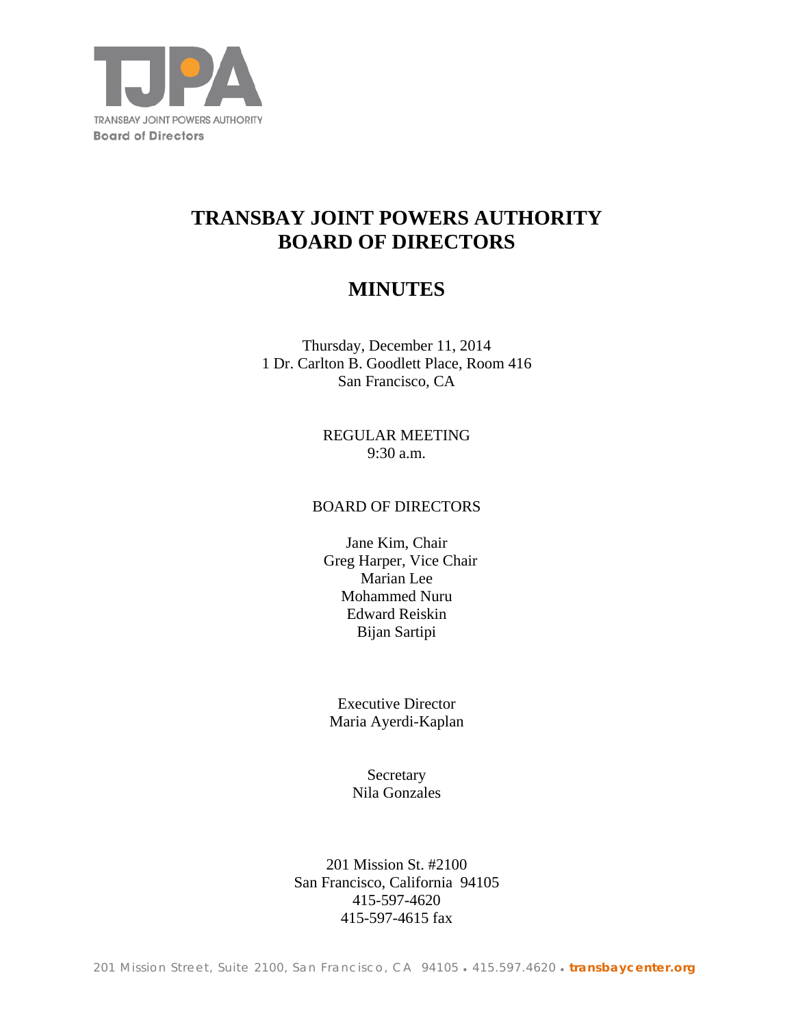TRANSBAY JOINT POWERS AUTHORITY
Board of Directors

# TRANSBAY JOINT POWERS AUTHORITY BOARD OF DIRECTORS

# MINUTES

Thursday, December 11, 2014
1 Dr. Carlton B. Goodlett Place, Room 416
San Francisco, CA

REGULAR MEETING
9:30 a.m.

BOARD OF DIRECTORS

Jane Kim, Chair
Greg Harper, Vice Chair
Marian Lee
Mohammed Nuru
Edward Reiskin
Bijan Sartipi

Executive Director
Maria Ayerdi-Kaplan

Secretary
Nila Gonzales

201 Mission St. #2100
San Francisco, California 94105
415-597-4620
415-597-4615 fax

201 Mission Street, Suite 2100, San Francisco, CA 94105 • 415.597.4620 • **transbaycenter.org**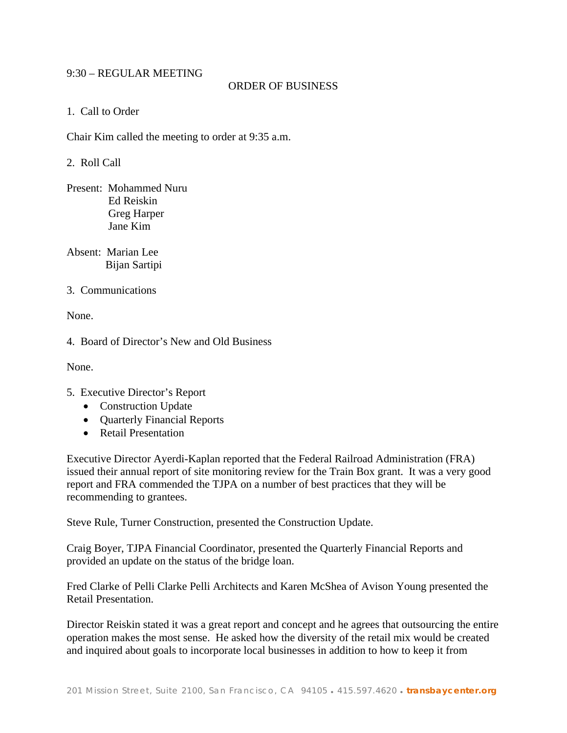9:30 – REGULAR MEETING

ORDER OF BUSINESS

1. Call to Order

Chair Kim called the meeting to order at 9:35 a.m.

2. Roll Call

Present: Mohammed Nuru
Ed Reiskin
Greg Harper
Jane Kim

Absent: Marian Lee
Bijan Sartipi

3. Communications

None.

4. Board of Director's New and Old Business

None.

5. Executive Director's Report
   - Construction Update
   - Quarterly Financial Reports
   - Retail Presentation

Executive Director Ayerdi-Kaplan reported that the Federal Railroad Administration (FRA) issued their annual report of site monitoring review for the Train Box grant. It was a very good report and FRA commended the TJPA on a number of best practices that they will be recommending to grantees.

Steve Rule, Turner Construction, presented the Construction Update.

Craig Boyer, TJPA Financial Coordinator, presented the Quarterly Financial Reports and provided an update on the status of the bridge loan.

Fred Clarke of Pelli Clarke Pelli Architects and Karen McShea of Avison Young presented the Retail Presentation.

Director Reiskin stated it was a great report and concept and he agrees that outsourcing the entire operation makes the most sense. He asked how the diversity of the retail mix would be created and inquired about goals to incorporate local businesses in addition to how to keep it from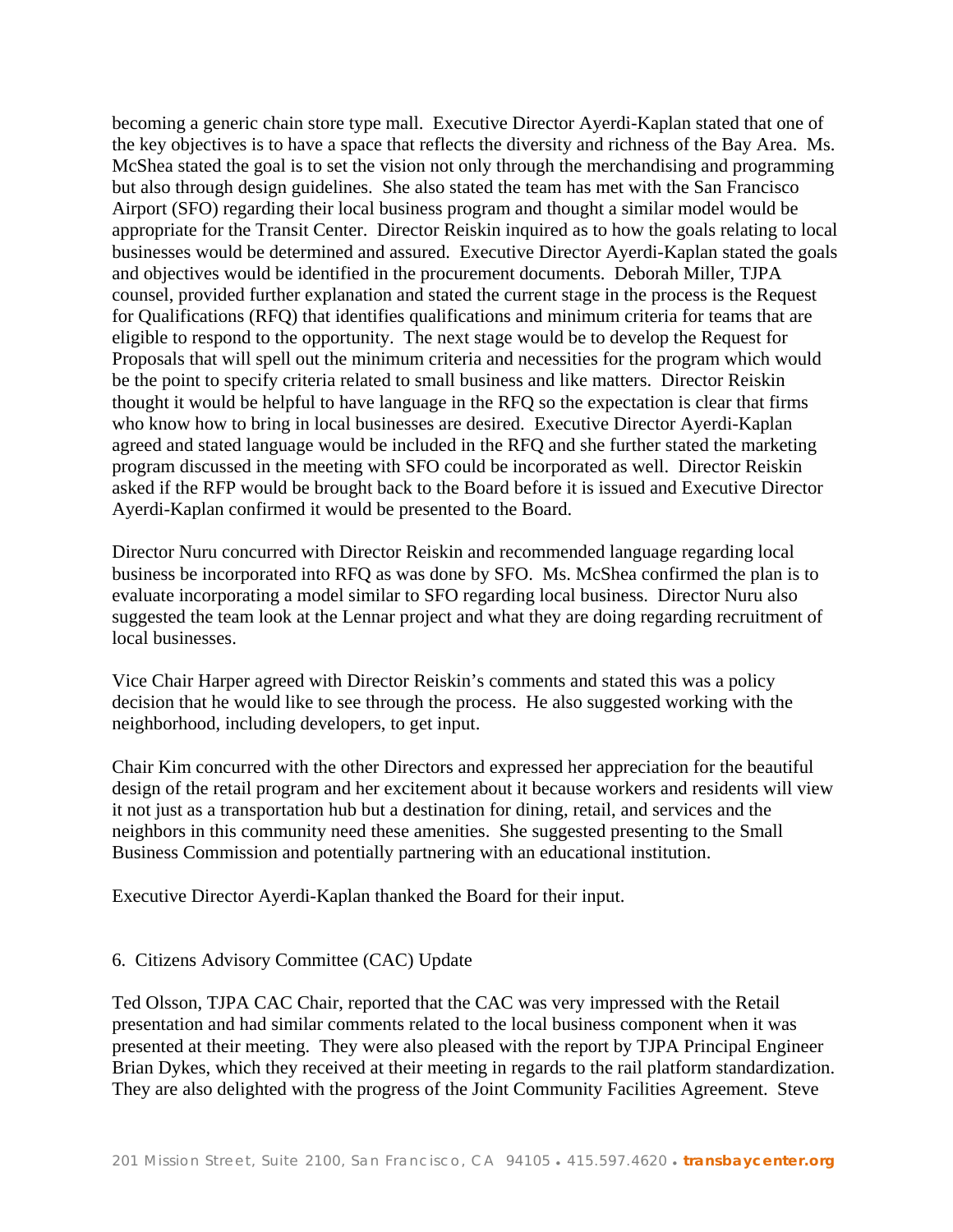becoming a generic chain store type mall. Executive Director Ayerdi-Kaplan stated that one of the key objectives is to have a space that reflects the diversity and richness of the Bay Area. Ms. McShea stated the goal is to set the vision not only through the merchandising and programming but also through design guidelines. She also stated the team has met with the San Francisco Airport (SFO) regarding their local business program and thought a similar model would be appropriate for the Transit Center. Director Reiskin inquired as to how the goals relating to local businesses would be determined and assured. Executive Director Ayerdi-Kaplan stated the goals and objectives would be identified in the procurement documents. Deborah Miller, TJPA counsel, provided further explanation and stated the current stage in the process is the Request for Qualifications (RFQ) that identifies qualifications and minimum criteria for teams that are eligible to respond to the opportunity. The next stage would be to develop the Request for Proposals that will spell out the minimum criteria and necessities for the program which would be the point to specify criteria related to small business and like matters. Director Reiskin thought it would be helpful to have language in the RFQ so the expectation is clear that firms who know how to bring in local businesses are desired. Executive Director Ayerdi-Kaplan agreed and stated language would be included in the RFQ and she further stated the marketing program discussed in the meeting with SFO could be incorporated as well. Director Reiskin asked if the RFP would be brought back to the Board before it is issued and Executive Director Ayerdi-Kaplan confirmed it would be presented to the Board.

Director Nuru concurred with Director Reiskin and recommended language regarding local business be incorporated into RFQ as was done by SFO. Ms. McShea confirmed the plan is to evaluate incorporating a model similar to SFO regarding local business. Director Nuru also suggested the team look at the Lennar project and what they are doing regarding recruitment of local businesses.

Vice Chair Harper agreed with Director Reiskin's comments and stated this was a policy decision that he would like to see through the process. He also suggested working with the neighborhood, including developers, to get input.

Chair Kim concurred with the other Directors and expressed her appreciation for the beautiful design of the retail program and her excitement about it because workers and residents will view it not just as a transportation hub but a destination for dining, retail, and services and the neighbors in this community need these amenities. She suggested presenting to the Small Business Commission and potentially partnering with an educational institution.

Executive Director Ayerdi-Kaplan thanked the Board for their input.

6. Citizens Advisory Committee (CAC) Update

Ted Olsson, TJPA CAC Chair, reported that the CAC was very impressed with the Retail presentation and had similar comments related to the local business component when it was presented at their meeting. They were also pleased with the report by TJPA Principal Engineer Brian Dykes, which they received at their meeting in regards to the rail platform standardization. They are also delighted with the progress of the Joint Community Facilities Agreement. Steve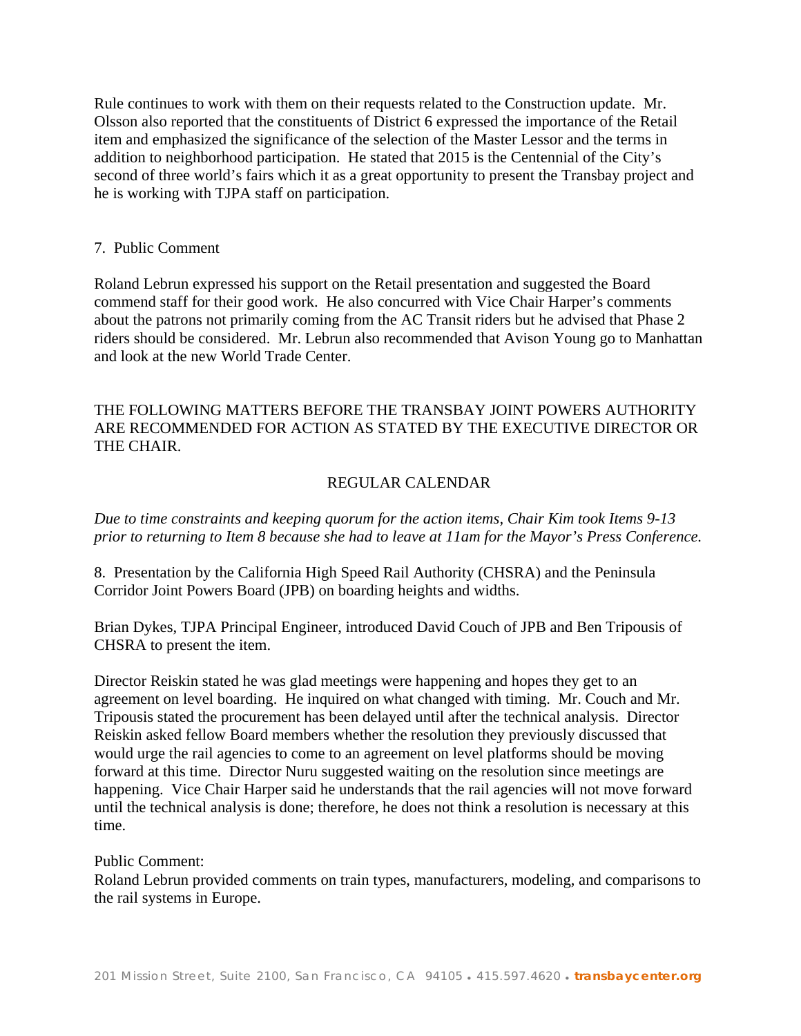Rule continues to work with them on their requests related to the Construction update. Mr. Olsson also reported that the constituents of District 6 expressed the importance of the Retail item and emphasized the significance of the selection of the Master Lessor and the terms in addition to neighborhood participation. He stated that 2015 is the Centennial of the City's second of three world's fairs which it as a great opportunity to present the Transbay project and he is working with TJPA staff on participation.

7. Public Comment

Roland Lebrun expressed his support on the Retail presentation and suggested the Board commend staff for their good work. He also concurred with Vice Chair Harper's comments about the patrons not primarily coming from the AC Transit riders but he advised that Phase 2 riders should be considered. Mr. Lebrun also recommended that Avison Young go to Manhattan and look at the new World Trade Center.

THE FOLLOWING MATTERS BEFORE THE TRANSBAY JOINT POWERS AUTHORITY ARE RECOMMENDED FOR ACTION AS STATED BY THE EXECUTIVE DIRECTOR OR THE CHAIR.

REGULAR CALENDAR

*Due to time constraints and keeping quorum for the action items, Chair Kim took Items 9-13 prior to returning to Item 8 because she had to leave at 11am for the Mayor's Press Conference.*

8. Presentation by the California High Speed Rail Authority (CHSRA) and the Peninsula Corridor Joint Powers Board (JPB) on boarding heights and widths.

Brian Dykes, TJPA Principal Engineer, introduced David Couch of JPB and Ben Tripousis of CHSRA to present the item.

Director Reiskin stated he was glad meetings were happening and hopes they get to an agreement on level boarding. He inquired on what changed with timing. Mr. Couch and Mr. Tripousis stated the procurement has been delayed until after the technical analysis. Director Reiskin asked fellow Board members whether the resolution they previously discussed that would urge the rail agencies to come to an agreement on level platforms should be moving forward at this time. Director Nuru suggested waiting on the resolution since meetings are happening. Vice Chair Harper said he understands that the rail agencies will not move forward until the technical analysis is done; therefore, he does not think a resolution is necessary at this time.

Public Comment:
Roland Lebrun provided comments on train types, manufacturers, modeling, and comparisons to the rail systems in Europe.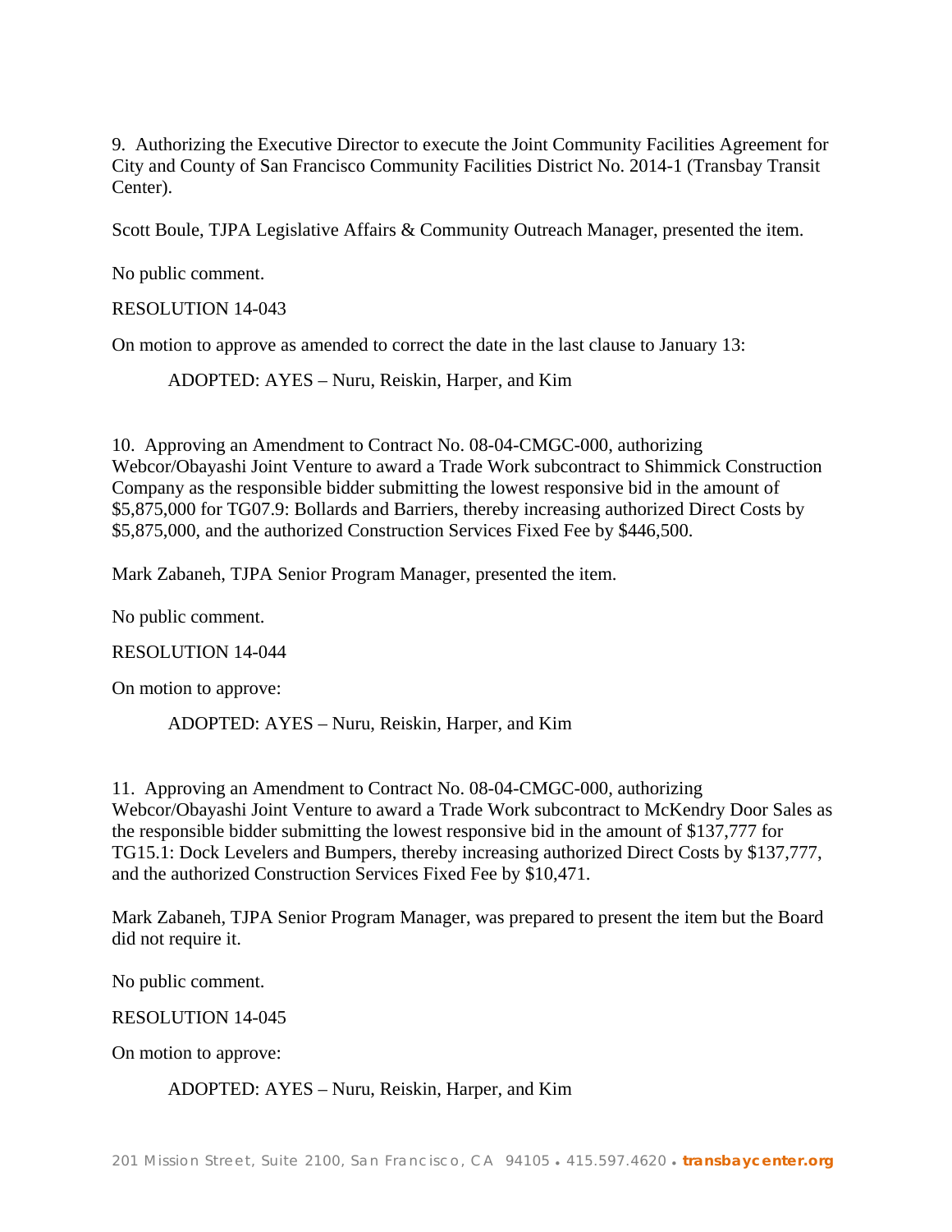9. Authorizing the Executive Director to execute the Joint Community Facilities Agreement for City and County of San Francisco Community Facilities District No. 2014-1 (Transbay Transit Center).

Scott Boule, TJPA Legislative Affairs & Community Outreach Manager, presented the item.

No public comment.

RESOLUTION 14-043

On motion to approve as amended to correct the date in the last clause to January 13:

ADOPTED: AYES – Nuru, Reiskin, Harper, and Kim

10. Approving an Amendment to Contract No. 08-04-CMGC-000, authorizing Webcor/Obayashi Joint Venture to award a Trade Work subcontract to Shimmick Construction Company as the responsible bidder submitting the lowest responsive bid in the amount of $5,875,000 for TG07.9: Bollards and Barriers, thereby increasing authorized Direct Costs by $5,875,000, and the authorized Construction Services Fixed Fee by $446,500.

Mark Zabaneh, TJPA Senior Program Manager, presented the item.

No public comment.

RESOLUTION 14-044

On motion to approve:

ADOPTED: AYES – Nuru, Reiskin, Harper, and Kim

11. Approving an Amendment to Contract No. 08-04-CMGC-000, authorizing Webcor/Obayashi Joint Venture to award a Trade Work subcontract to McKendry Door Sales as the responsible bidder submitting the lowest responsive bid in the amount of $137,777 for TG15.1: Dock Levelers and Bumpers, thereby increasing authorized Direct Costs by $137,777, and the authorized Construction Services Fixed Fee by $10,471.

Mark Zabaneh, TJPA Senior Program Manager, was prepared to present the item but the Board did not require it.

No public comment.

RESOLUTION 14-045

On motion to approve:

ADOPTED: AYES – Nuru, Reiskin, Harper, and Kim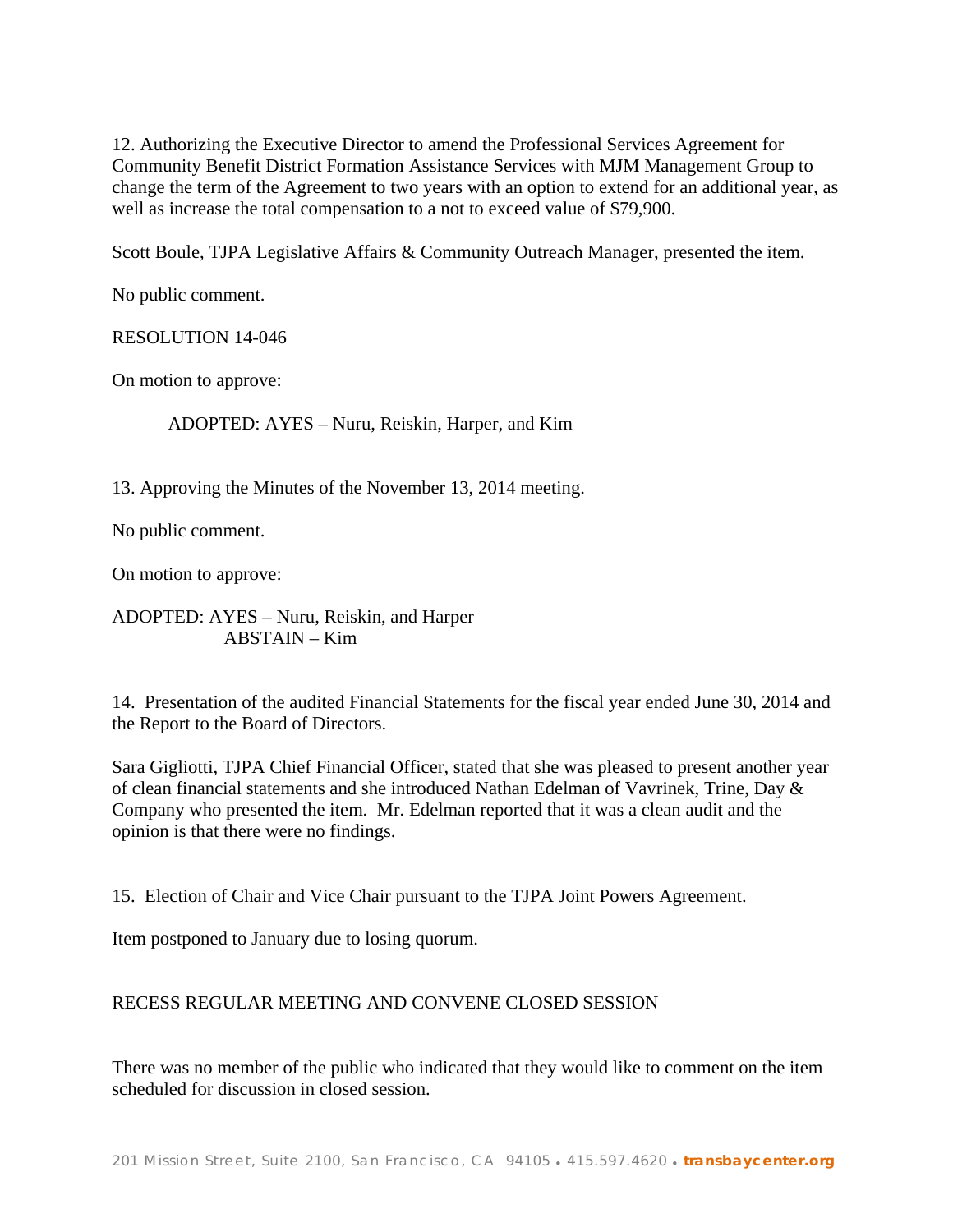12. Authorizing the Executive Director to amend the Professional Services Agreement for Community Benefit District Formation Assistance Services with MJM Management Group to change the term of the Agreement to two years with an option to extend for an additional year, as well as increase the total compensation to a not to exceed value of $79,900.

Scott Boule, TJPA Legislative Affairs & Community Outreach Manager, presented the item.

No public comment.

RESOLUTION 14-046

On motion to approve:

ADOPTED: AYES – Nuru, Reiskin, Harper, and Kim

13. Approving the Minutes of the November 13, 2014 meeting.

No public comment.

On motion to approve:

ADOPTED: AYES – Nuru, Reiskin, and Harper
ABSTAIN – Kim

14. Presentation of the audited Financial Statements for the fiscal year ended June 30, 2014 and the Report to the Board of Directors.

Sara Gigliotti, TJPA Chief Financial Officer, stated that she was pleased to present another year of clean financial statements and she introduced Nathan Edelman of Vavrinek, Trine, Day & Company who presented the item. Mr. Edelman reported that it was a clean audit and the opinion is that there were no findings.

15. Election of Chair and Vice Chair pursuant to the TJPA Joint Powers Agreement.

Item postponed to January due to losing quorum.

RECESS REGULAR MEETING AND CONVENE CLOSED SESSION

There was no member of the public who indicated that they would like to comment on the item scheduled for discussion in closed session.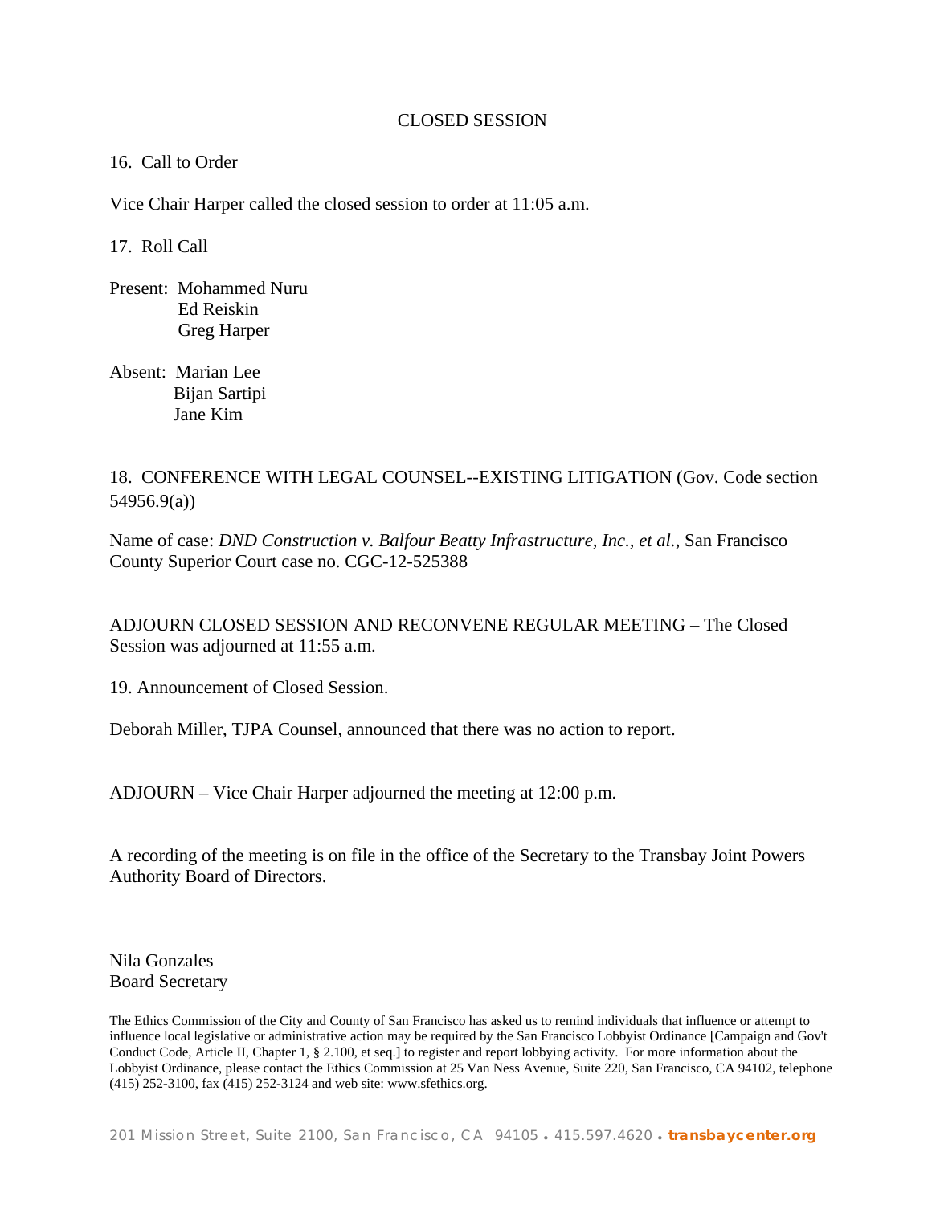## CLOSED SESSION

16. Call to Order

Vice Chair Harper called the closed session to order at 11:05 a.m.

17. Roll Call

Present: Mohammed Nuru
Ed Reiskin
Greg Harper

Absent: Marian Lee
Bijan Sartipi
Jane Kim

18. CONFERENCE WITH LEGAL COUNSEL--EXISTING LITIGATION (Gov. Code section 54956.9(a))

Name of case: *DND Construction v. Balfour Beatty Infrastructure, Inc., et al.*, San Francisco County Superior Court case no. CGC-12-525388

ADJOURN CLOSED SESSION AND RECONVENE REGULAR MEETING – The Closed Session was adjourned at 11:55 a.m.

19. Announcement of Closed Session.

Deborah Miller, TJPA Counsel, announced that there was no action to report.

ADJOURN – Vice Chair Harper adjourned the meeting at 12:00 p.m.

A recording of the meeting is on file in the office of the Secretary to the Transbay Joint Powers Authority Board of Directors.

Nila Gonzales
Board Secretary

The Ethics Commission of the City and County of San Francisco has asked us to remind individuals that influence or attempt to influence local legislative or administrative action may be required by the San Francisco Lobbyist Ordinance [Campaign and Gov't Conduct Code, Article II, Chapter 1, § 2.100, et seq.] to register and report lobbying activity. For more information about the Lobbyist Ordinance, please contact the Ethics Commission at 25 Van Ness Avenue, Suite 220, San Francisco, CA 94102, telephone (415) 252-3100, fax (415) 252-3124 and web site: www.sfethics.org.